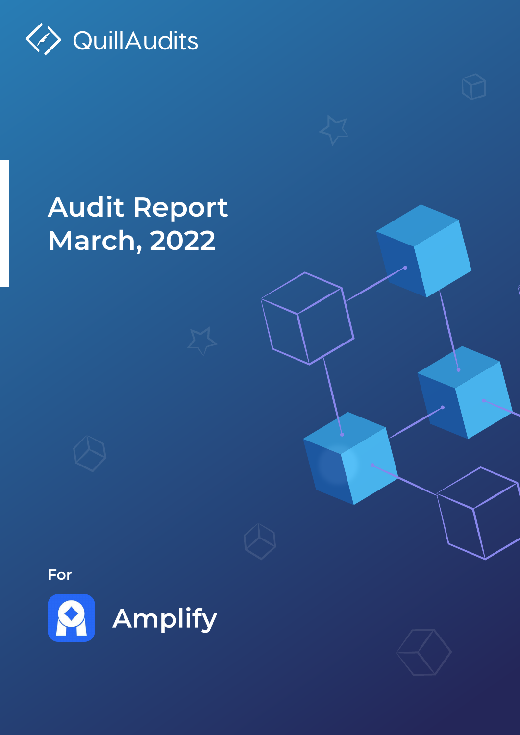QuillAudits

# Audit Report March, 2022

For

Amplify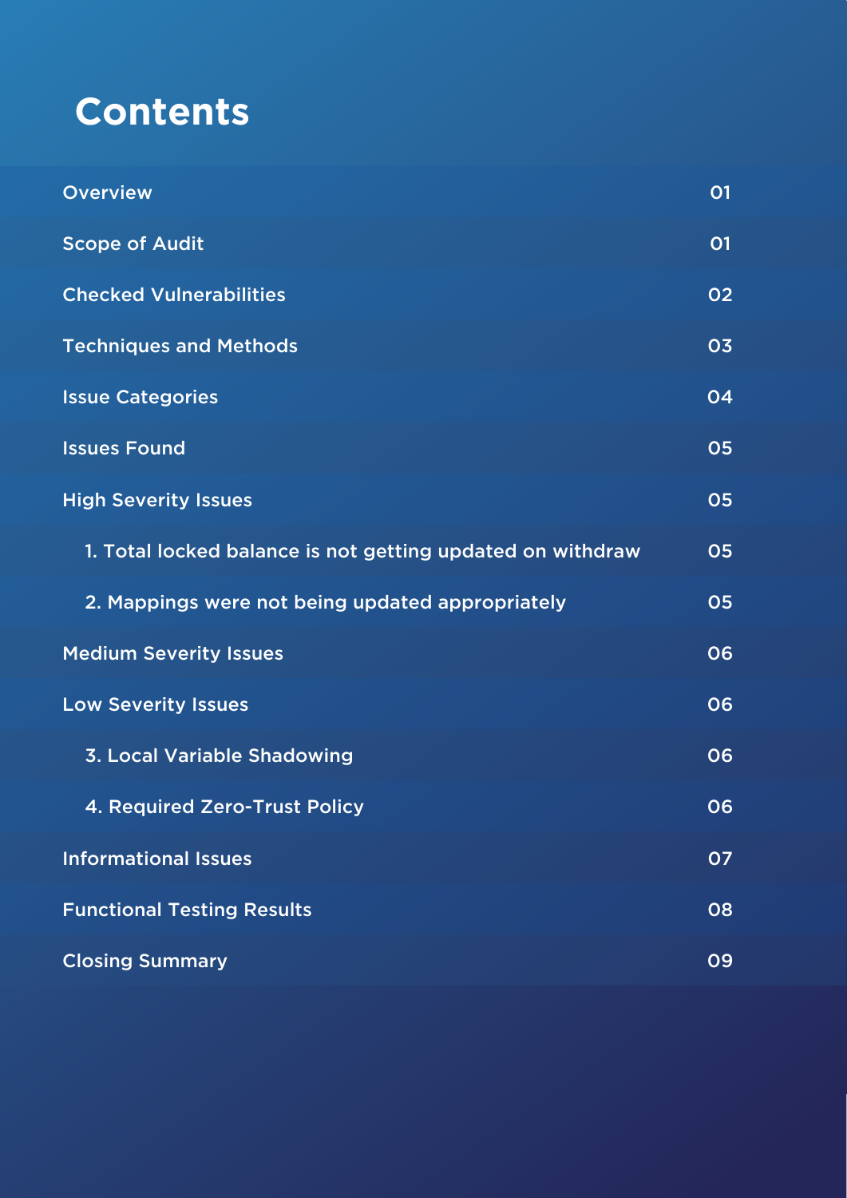# Contents

| | |
|---|---|
| Overview | 01 |
| Scope of Audit | 01 |
| Checked Vulnerabilities | 02 |
| Techniques and Methods | 03 |
| Issue Categories | 04 |
| Issues Found | 05 |
| High Severity Issues | 05 |
| 1. Total locked balance is not getting updated on withdraw | 05 |
| 2. Mappings were not being updated appropriately | 05 |
| Medium Severity Issues | 06 |
| Low Severity Issues | 06 |
| 3. Local Variable Shadowing | 06 |
| 4. Required Zero-Trust Policy | 06 |
| Informational Issues | 07 |
| Functional Testing Results | 08 |
| Closing Summary | 09 |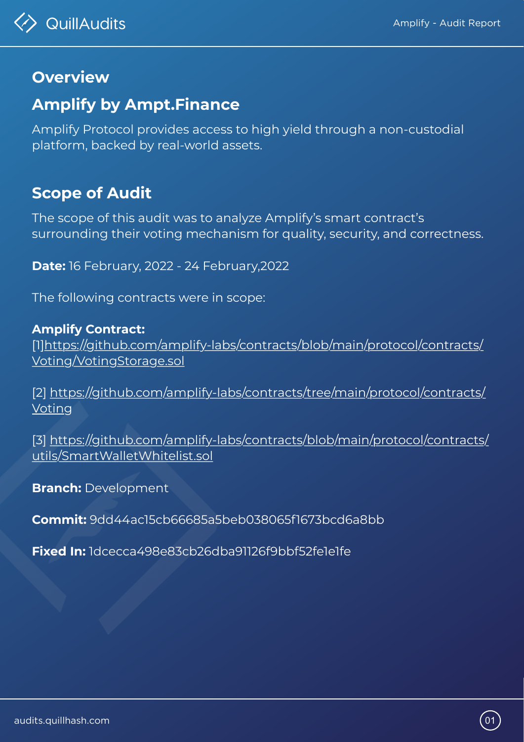## Overview

## Amplify by Ampt.Finance

Amplify Protocol provides access to high yield through a non-custodial platform, backed by real-world assets.

## Scope of Audit

The scope of this audit was to analyze Amplify's smart contract's surrounding their voting mechanism for quality, security, and correctness.

**Date:** 16 February, 2022 - 24 February,2022

The following contracts were in scope:

**Amplify Contract:**
[1]https://github.com/amplify-labs/contracts/blob/main/protocol/contracts/Voting/VotingStorage.sol

[2] https://github.com/amplify-labs/contracts/tree/main/protocol/contracts/Voting

[3] https://github.com/amplify-labs/contracts/blob/main/protocol/contracts/utils/SmartWalletWhitelist.sol

**Branch:** Development

**Commit:** 9dd44ac15cb66685a5beb038065f1673bcd6a8bb

**Fixed In:** 1dcecca498e83cb26dba91126f9bbf52fe1e1fe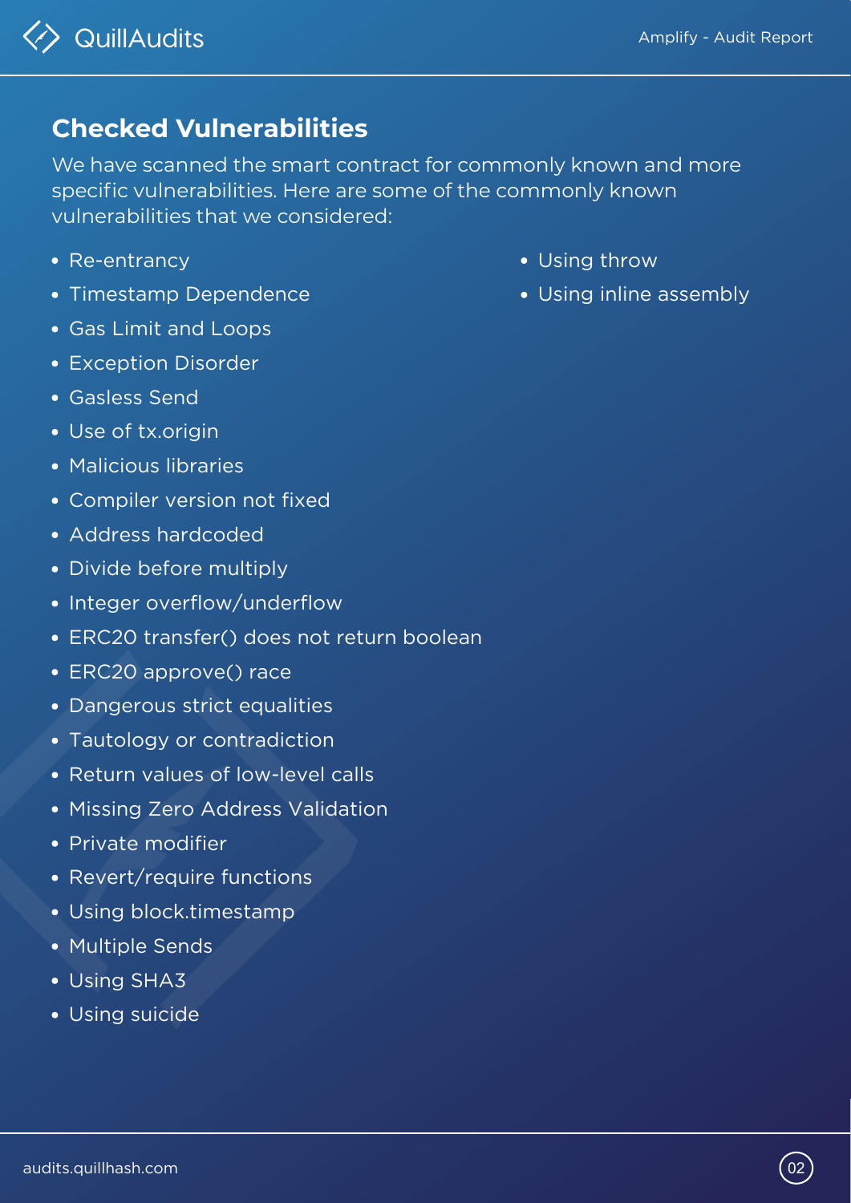## Checked Vulnerabilities

We have scanned the smart contract for commonly known and more specific vulnerabilities. Here are some of the commonly known vulnerabilities that we considered:

- Re-entrancy
- Timestamp Dependence
- Gas Limit and Loops
- Exception Disorder
- Gasless Send
- Use of tx.origin
- Malicious libraries
- Compiler version not fixed
- Address hardcoded
- Divide before multiply
- Integer overflow/underflow
- ERC20 transfer() does not return boolean
- ERC20 approve() race
- Dangerous strict equalities
- Tautology or contradiction
- Return values of low-level calls
- Missing Zero Address Validation
- Private modifier
- Revert/require functions
- Using block.timestamp
- Multiple Sends
- Using SHA3
- Using suicide
- Using throw
- Using inline assembly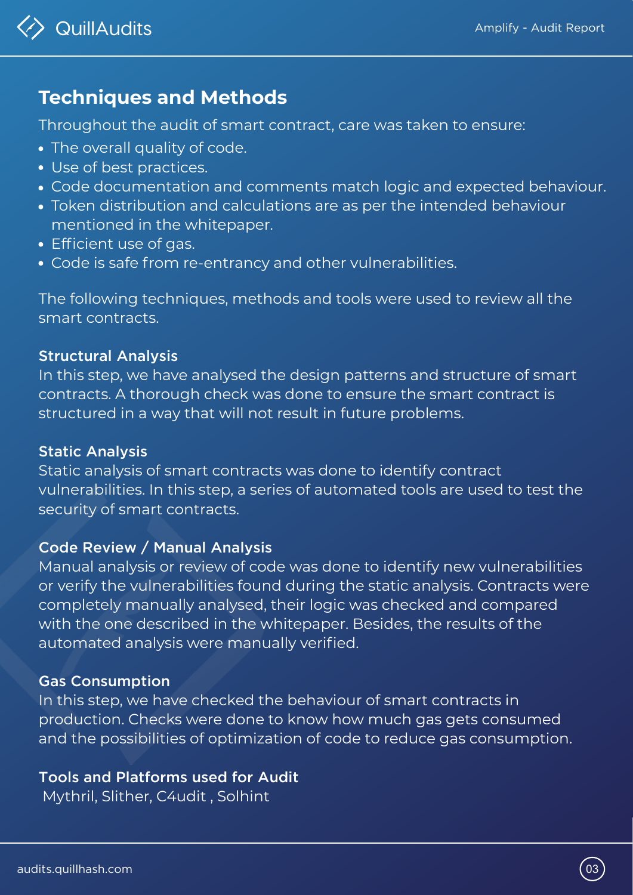## Techniques and Methods

Throughout the audit of smart contract, care was taken to ensure:

- The overall quality of code.
- Use of best practices.
- Code documentation and comments match logic and expected behaviour.
- Token distribution and calculations are as per the intended behaviour mentioned in the whitepaper.
- Efficient use of gas.
- Code is safe from re-entrancy and other vulnerabilities.

The following techniques, methods and tools were used to review all the smart contracts.

### Structural Analysis

In this step, we have analysed the design patterns and structure of smart contracts. A thorough check was done to ensure the smart contract is structured in a way that will not result in future problems.

### Static Analysis

Static analysis of smart contracts was done to identify contract vulnerabilities. In this step, a series of automated tools are used to test the security of smart contracts.

### Code Review / Manual Analysis

Manual analysis or review of code was done to identify new vulnerabilities or verify the vulnerabilities found during the static analysis. Contracts were completely manually analysed, their logic was checked and compared with the one described in the whitepaper. Besides, the results of the automated analysis were manually verified.

### Gas Consumption

In this step, we have checked the behaviour of smart contracts in production. Checks were done to know how much gas gets consumed and the possibilities of optimization of code to reduce gas consumption.

### Tools and Platforms used for Audit

Mythril, Slither, C4udit , Solhint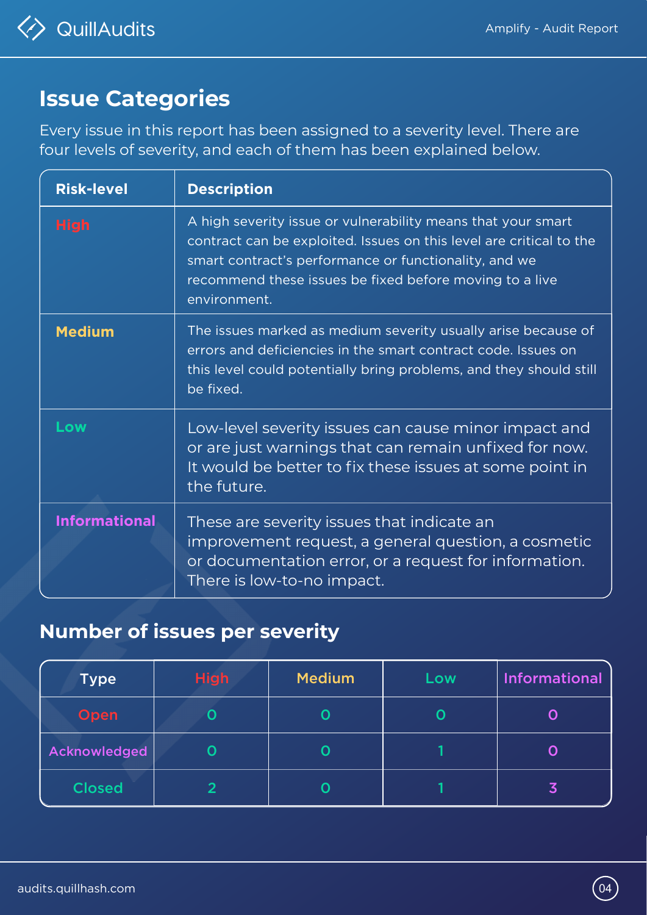## Issue Categories

Every issue in this report has been assigned to a severity level. There are four levels of severity, and each of them has been explained below.

| Risk-level | Description |
| --- | --- |
| High | A high severity issue or vulnerability means that your smart contract can be exploited. Issues on this level are critical to the smart contract's performance or functionality, and we recommend these issues be fixed before moving to a live environment. |
| Medium | The issues marked as medium severity usually arise because of errors and deficiencies in the smart contract code. Issues on this level could potentially bring problems, and they should still be fixed. |
| Low | Low-level severity issues can cause minor impact and or are just warnings that can remain unfixed for now. It would be better to fix these issues at some point in the future. |
| Informational | These are severity issues that indicate an improvement request, a general question, a cosmetic or documentation error, or a request for information. There is low-to-no impact. |

## Number of issues per severity

| Type | High | Medium | Low | Informational |
| --- | --- | --- | --- | --- |
| Open | 0 | 0 | 0 | 0 |
| Acknowledged | 0 | 0 | 1 | 0 |
| Closed | 2 | 0 | 1 | 3 |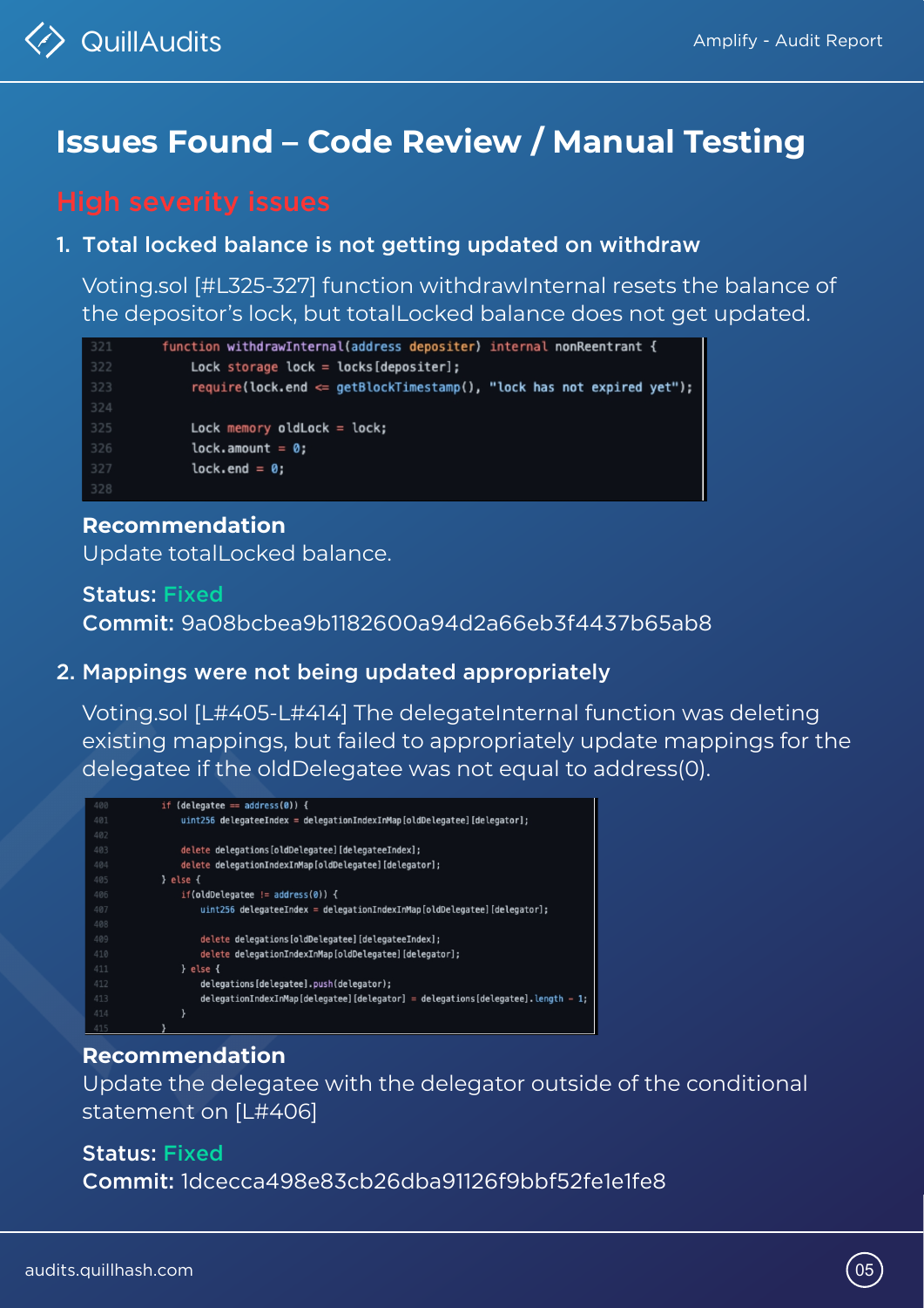# Issues Found – Code Review / Manual Testing

## High severity issues

### 1. Total locked balance is not getting updated on withdraw

Voting.sol [#L325-327] function withdrawInternal resets the balance of the depositor's lock, but totalLocked balance does not get updated.

```
321    function withdrawInternal(address depositer) internal nonReentrant {
322        Lock storage lock = locks[depositer];
323        require(lock.end <= getBlockTimestamp(), "lock has not expired yet");
324
325        Lock memory oldLock = lock;
326        lock.amount = 0;
327        lock.end = 0;
328
```

**Recommendation**
Update totalLocked balance.

**Status:** Fixed
**Commit:** 9a08bcbea9b1182600a94d2a66eb3f4437b65ab8

### 2. Mappings were not being updated appropriately

Voting.sol [L#405-L#414] The delegateInternal function was deleting existing mappings, but failed to appropriately update mappings for the delegatee if the oldDelegatee was not equal to address(0).

```
400        if (delegatee == address(0)) {
401            uint256 delegateeIndex = delegationIndexInMap[oldDelegatee][delegator];
402
403            delete delegations[oldDelegatee][delegateeIndex];
404            delete delegationIndexInMap[oldDelegatee][delegator];
405        } else {
406            if(oldDelegatee != address(0)) {
407                uint256 delegateeIndex = delegationIndexInMap[oldDelegatee][delegator];
408
409                delete delegations[oldDelegatee][delegateeIndex];
410                delete delegationIndexInMap[oldDelegatee][delegator];
411            } else {
412                delegations[delegatee].push(delegator);
413                delegationIndexInMap[delegatee][delegator] = delegations[delegatee].length - 1;
414            }
415        }
```

**Recommendation**
Update the delegatee with the delegator outside of the conditional statement on [L#406]

**Status:** Fixed
**Commit:** 1dcecca498e83cb26dba91126f9bbf52fe1e1fe8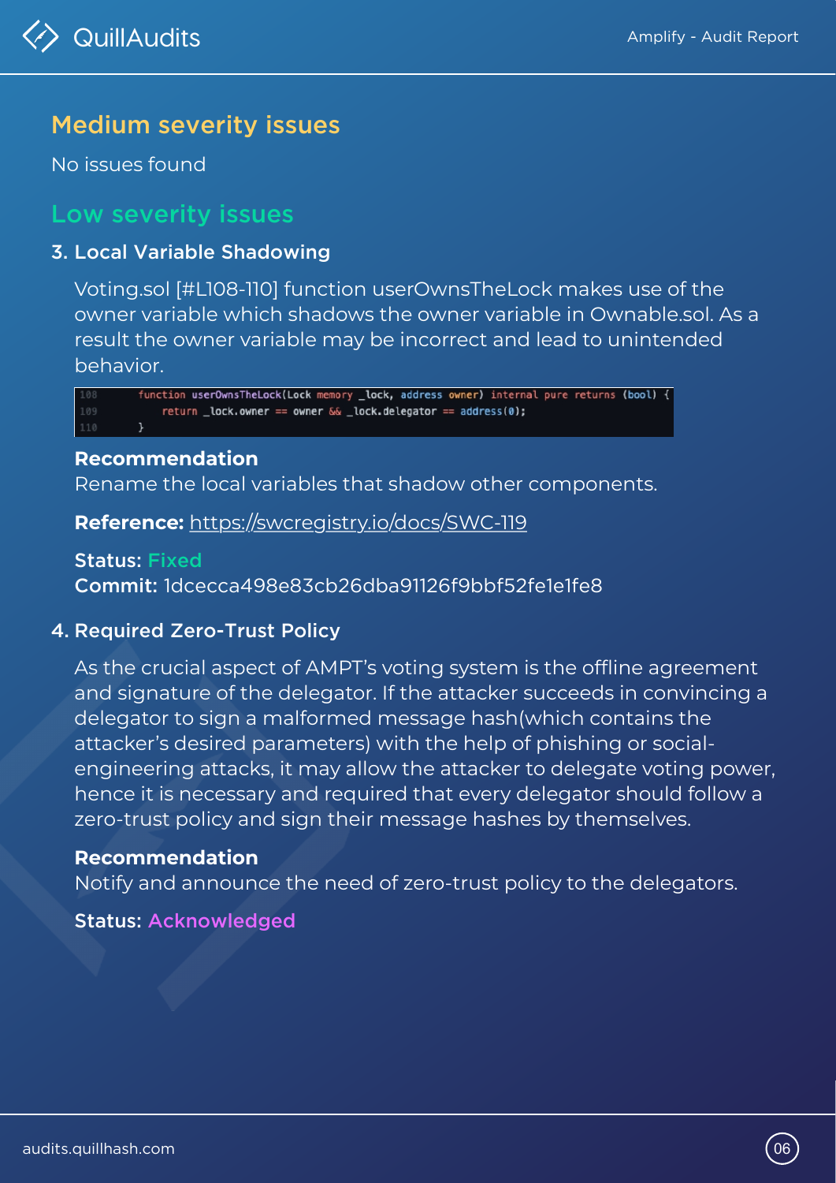## Medium severity issues

No issues found

## Low severity issues

### 3. Local Variable Shadowing

Voting.sol [#L108-110] function userOwnsTheLock makes use of the owner variable which shadows the owner variable in Ownable.sol. As a result the owner variable may be incorrect and lead to unintended behavior.

```
108     function userOwnsTheLock(Lock memory _lock, address owner) internal pure returns (bool) {
109         return _lock.owner == owner && _lock.delegator == address(0);
110     }
```

**Recommendation**

Rename the local variables that shadow other components.

**Reference:** https://swcregistry.io/docs/SWC-119

**Status:** Fixed

**Commit:** 1dcecca498e83cb26dba91126f9bbf52fe1e1fe8

### 4. Required Zero-Trust Policy

As the crucial aspect of AMPT's voting system is the offline agreement and signature of the delegator. If the attacker succeeds in convincing a delegator to sign a malformed message hash(which contains the attacker's desired parameters) with the help of phishing or social-engineering attacks, it may allow the attacker to delegate voting power, hence it is necessary and required that every delegator should follow a zero-trust policy and sign their message hashes by themselves.

**Recommendation**

Notify and announce the need of zero-trust policy to the delegators.

**Status:** Acknowledged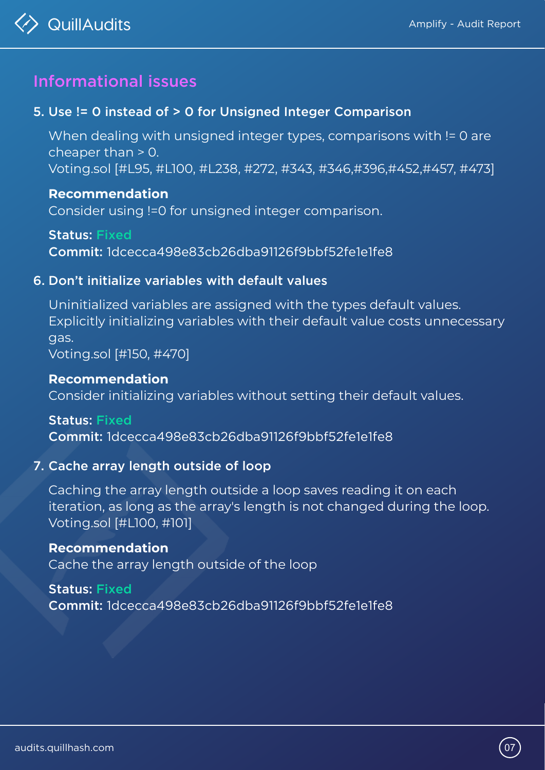## Informational issues

### 5. Use != 0 instead of > 0 for Unsigned Integer Comparison

When dealing with unsigned integer types, comparisons with != 0 are cheaper than > 0.
Voting.sol [#L95, #L100, #L238, #272, #343, #346,#396,#452,#457, #473]

**Recommendation**
Consider using !=0 for unsigned integer comparison.

**Status:** Fixed
**Commit:** 1dcecca498e83cb26dba91126f9bbf52fe1e1fe8

### 6. Don't initialize variables with default values

Uninitialized variables are assigned with the types default values. Explicitly initializing variables with their default value costs unnecessary gas.
Voting.sol [#150, #470]

**Recommendation**
Consider initializing variables without setting their default values.

**Status:** Fixed
**Commit:** 1dcecca498e83cb26dba91126f9bbf52fe1e1fe8

### 7. Cache array length outside of loop

Caching the array length outside a loop saves reading it on each iteration, as long as the array's length is not changed during the loop.
Voting.sol [#L100, #101]

**Recommendation**
Cache the array length outside of the loop

**Status:** Fixed
**Commit:** 1dcecca498e83cb26dba91126f9bbf52fe1e1fe8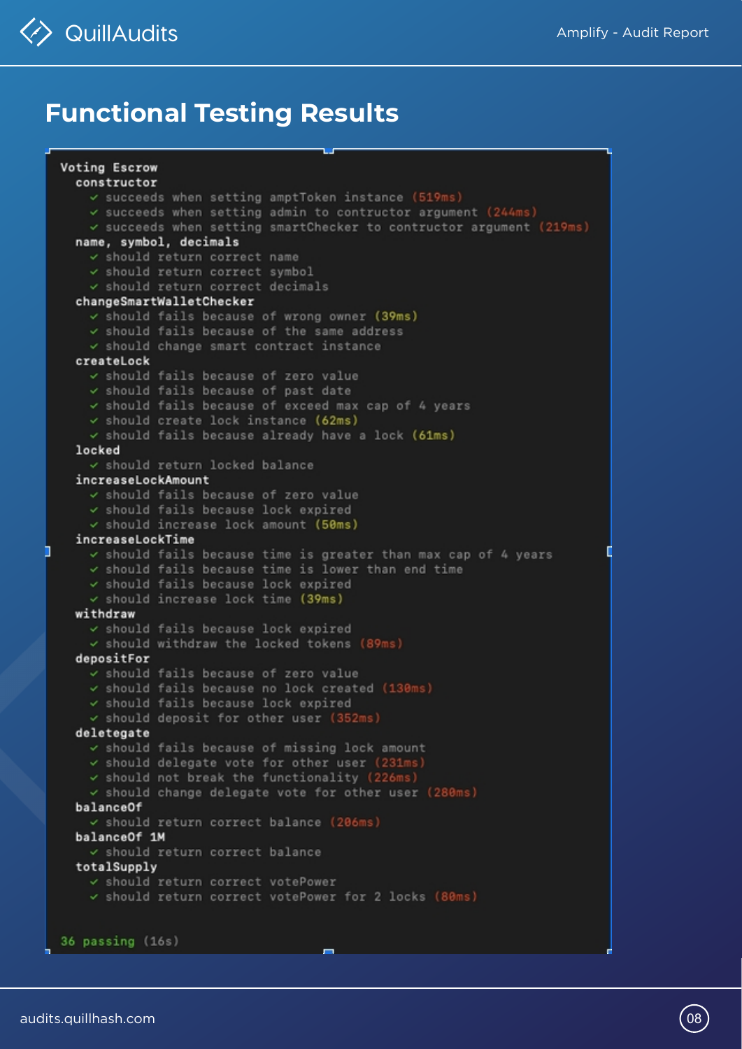# Functional Testing Results

```
Voting Escrow
  constructor
    ✓ succeeds when setting amptToken instance (519ms)
    ✓ succeeds when setting admin to contructor argument (244ms)
    ✓ succeeds when setting smartChecker to contructor argument (219ms)
  name, symbol, decimals
    ✓ should return correct name
    ✓ should return correct symbol
    ✓ should return correct decimals
  changeSmartWalletChecker
    ✓ should fails because of wrong owner (39ms)
    ✓ should fails because of the same address
    ✓ should change smart contract instance
  createLock
    ✓ should fails because of zero value
    ✓ should fails because of past date
    ✓ should fails because of exceed max cap of 4 years
    ✓ should create lock instance (62ms)
    ✓ should fails because already have a lock (61ms)
  locked
    ✓ should return locked balance
  increaseLockAmount
    ✓ should fails because of zero value
    ✓ should fails because lock expired
    ✓ should increase lock amount (58ms)
  increaseLockTime
    ✓ should fails because time is greater than max cap of 4 years
    ✓ should fails because time is lower than end time
    ✓ should fails because lock expired
    ✓ should increase lock time (39ms)
  withdraw
    ✓ should fails because lock expired
    ✓ should withdraw the locked tokens (89ms)
  depositFor
    ✓ should fails because of zero value
    ✓ should fails because no lock created (130ms)
    ✓ should fails because lock expired
    ✓ should deposit for other user (352ms)
  deletegate
    ✓ should fails because of missing lock amount
    ✓ should delegate vote for other user (231ms)
    ✓ should not break the functionality (226ms)
    ✓ should change delegate vote for other user (280ms)
  balanceOf
    ✓ should return correct balance (206ms)
  balanceOf 1M
    ✓ should return correct balance
  totalSupply
    ✓ should return correct votePower
    ✓ should return correct votePower for 2 locks (80ms)


36 passing (16s)
```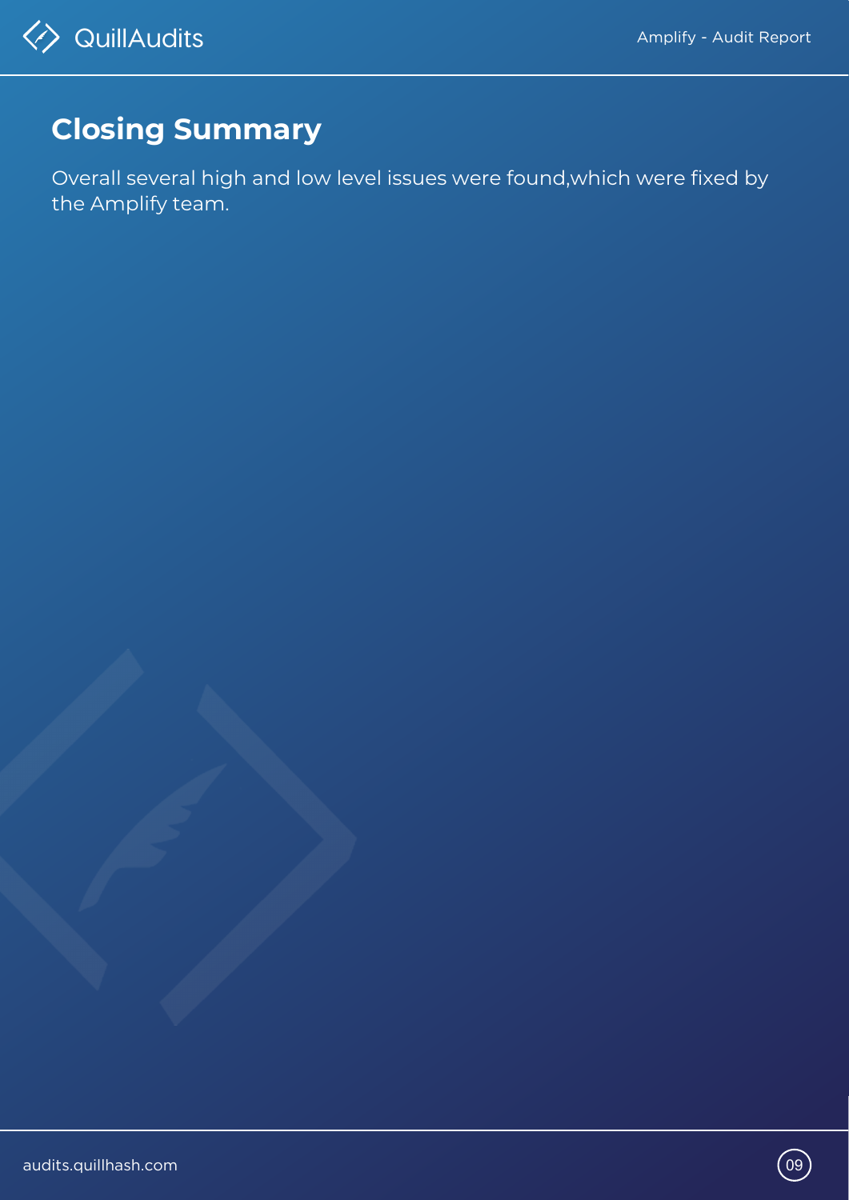# Closing Summary

Overall several high and low level issues were found,which were fixed by the Amplify team.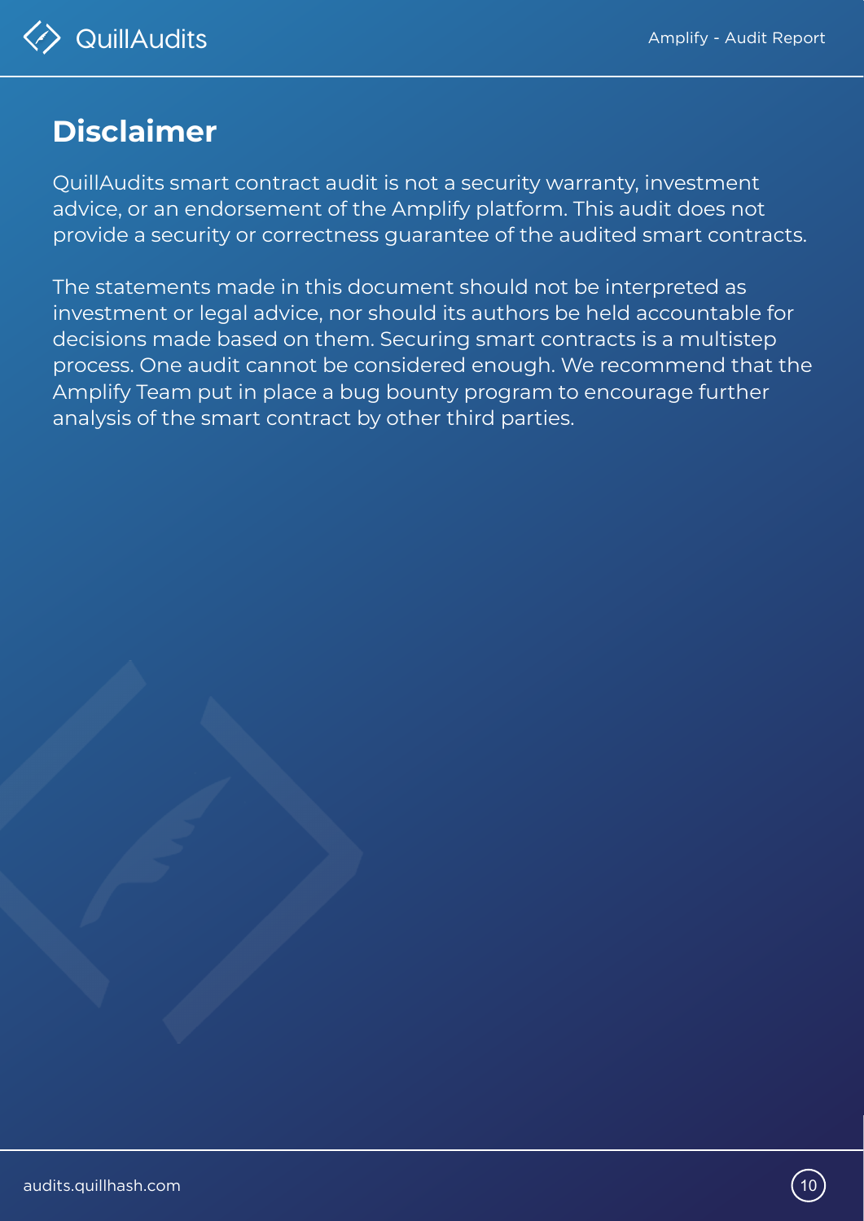# Disclaimer

QuillAudits smart contract audit is not a security warranty, investment advice, or an endorsement of the Amplify platform. This audit does not provide a security or correctness guarantee of the audited smart contracts.

The statements made in this document should not be interpreted as investment or legal advice, nor should its authors be held accountable for decisions made based on them. Securing smart contracts is a multistep process. One audit cannot be considered enough. We recommend that the Amplify Team put in place a bug bounty program to encourage further analysis of the smart contract by other third parties.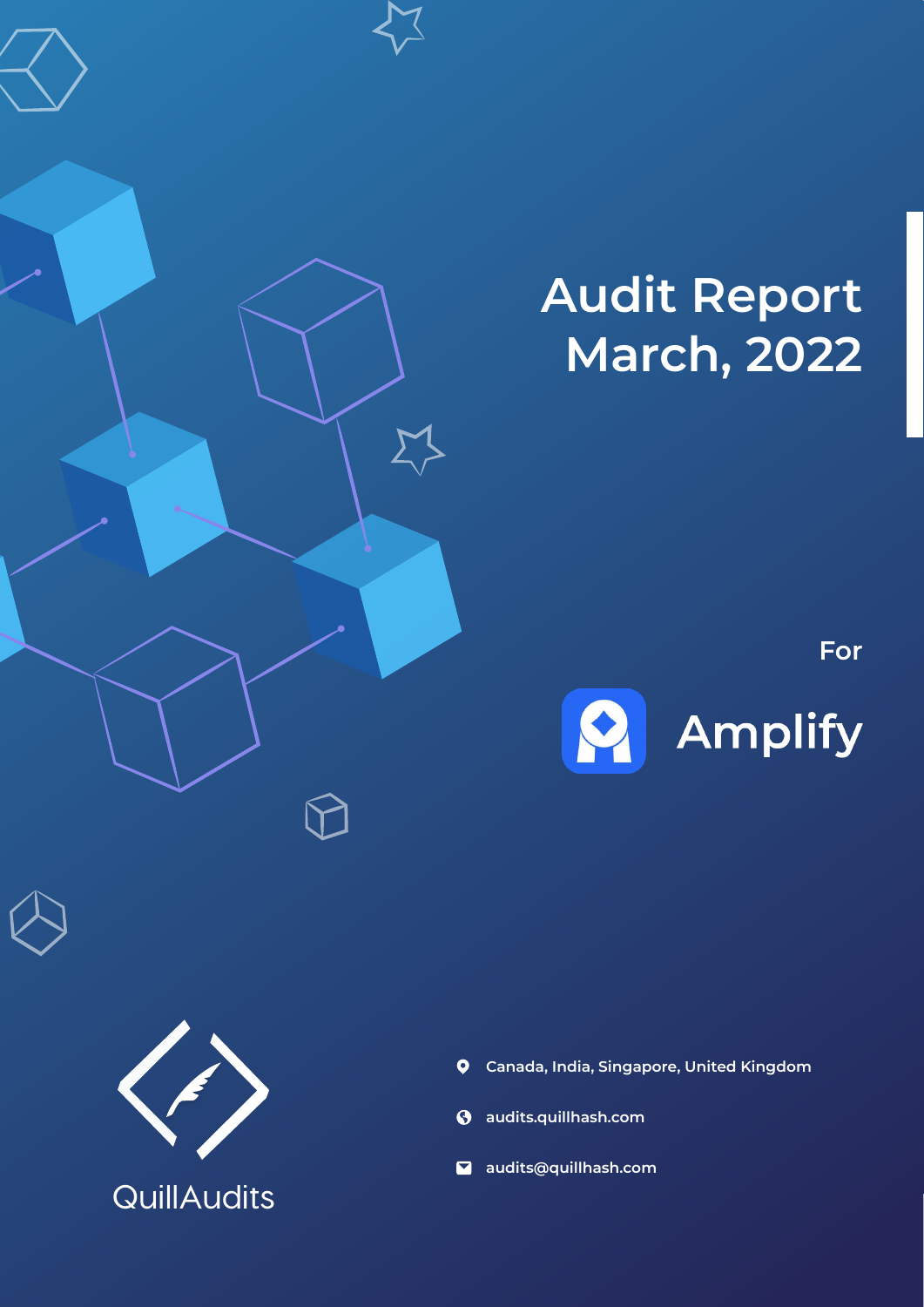# Audit Report
# March, 2022

For

Amplify

QuillAudits

- Canada, India, Singapore, United Kingdom
- audits.quillhash.com
- audits@quillhash.com